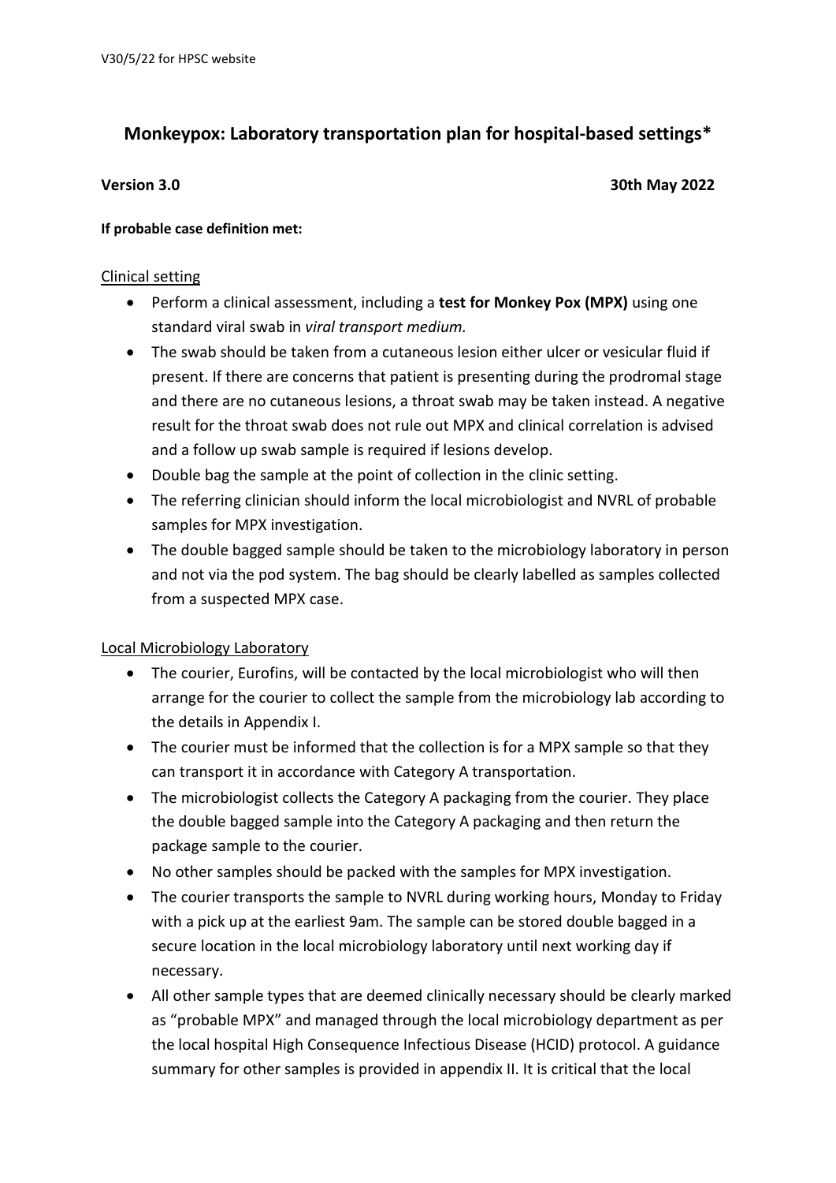V30/5/22 for HPSC website

# Monkeypox: Laboratory transportation plan for hospital-based settings*

**Version 3.0** **30th May 2022**

**If probable case definition met:**

## Clinical setting

- Perform a clinical assessment, including a **test for Monkey Pox (MPX)** using one standard viral swab in *viral transport medium.*
- The swab should be taken from a cutaneous lesion either ulcer or vesicular fluid if present. If there are concerns that patient is presenting during the prodromal stage and there are no cutaneous lesions, a throat swab may be taken instead. A negative result for the throat swab does not rule out MPX and clinical correlation is advised and a follow up swab sample is required if lesions develop.
- Double bag the sample at the point of collection in the clinic setting.
- The referring clinician should inform the local microbiologist and NVRL of probable samples for MPX investigation.
- The double bagged sample should be taken to the microbiology laboratory in person and not via the pod system. The bag should be clearly labelled as samples collected from a suspected MPX case.

## Local Microbiology Laboratory

- The courier, Eurofins, will be contacted by the local microbiologist who will then arrange for the courier to collect the sample from the microbiology lab according to the details in Appendix I.
- The courier must be informed that the collection is for a MPX sample so that they can transport it in accordance with Category A transportation.
- The microbiologist collects the Category A packaging from the courier. They place the double bagged sample into the Category A packaging and then return the package sample to the courier.
- No other samples should be packed with the samples for MPX investigation.
- The courier transports the sample to NVRL during working hours, Monday to Friday with a pick up at the earliest 9am. The sample can be stored double bagged in a secure location in the local microbiology laboratory until next working day if necessary.
- All other sample types that are deemed clinically necessary should be clearly marked as "probable MPX" and managed through the local microbiology department as per the local hospital High Consequence Infectious Disease (HCID) protocol. A guidance summary for other samples is provided in appendix II. It is critical that the local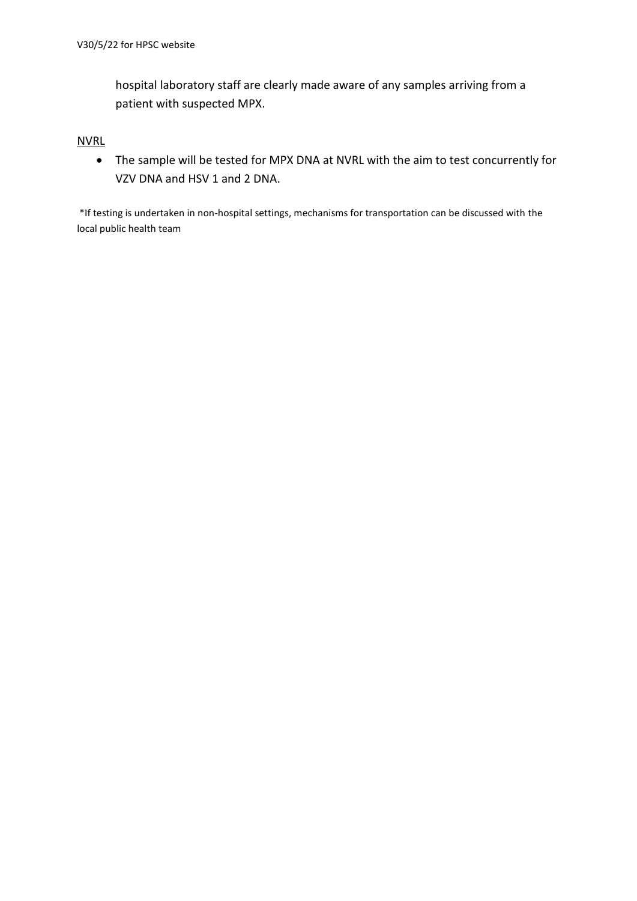hospital laboratory staff are clearly made aware of any samples arriving from a patient with suspected MPX.

<u>NVRL</u>

- The sample will be tested for MPX DNA at NVRL with the aim to test concurrently for VZV DNA and HSV 1 and 2 DNA.

*If testing is undertaken in non-hospital settings, mechanisms for transportation can be discussed with the local public health team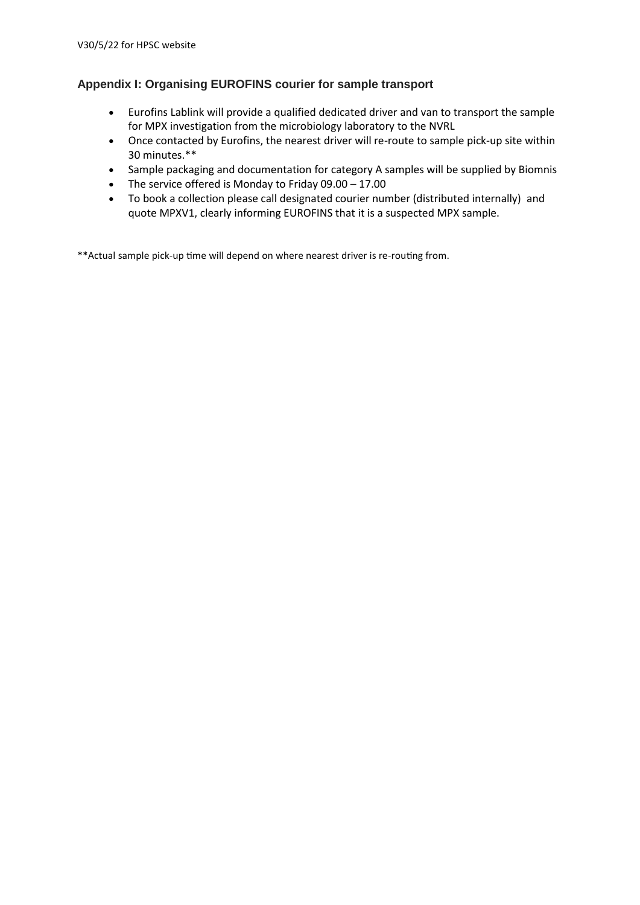## Appendix I: Organising EUROFINS courier for sample transport

- Eurofins Lablink will provide a qualified dedicated driver and van to transport the sample for MPX investigation from the microbiology laboratory to the NVRL
- Once contacted by Eurofins, the nearest driver will re-route to sample pick-up site within 30 minutes.**
- Sample packaging and documentation for category A samples will be supplied by Biomnis
- The service offered is Monday to Friday 09.00 – 17.00
- To book a collection please call designated courier number (distributed internally) and quote MPXV1, clearly informing EUROFINS that it is a suspected MPX sample.

**Actual sample pick-up time will depend on where nearest driver is re-routing from.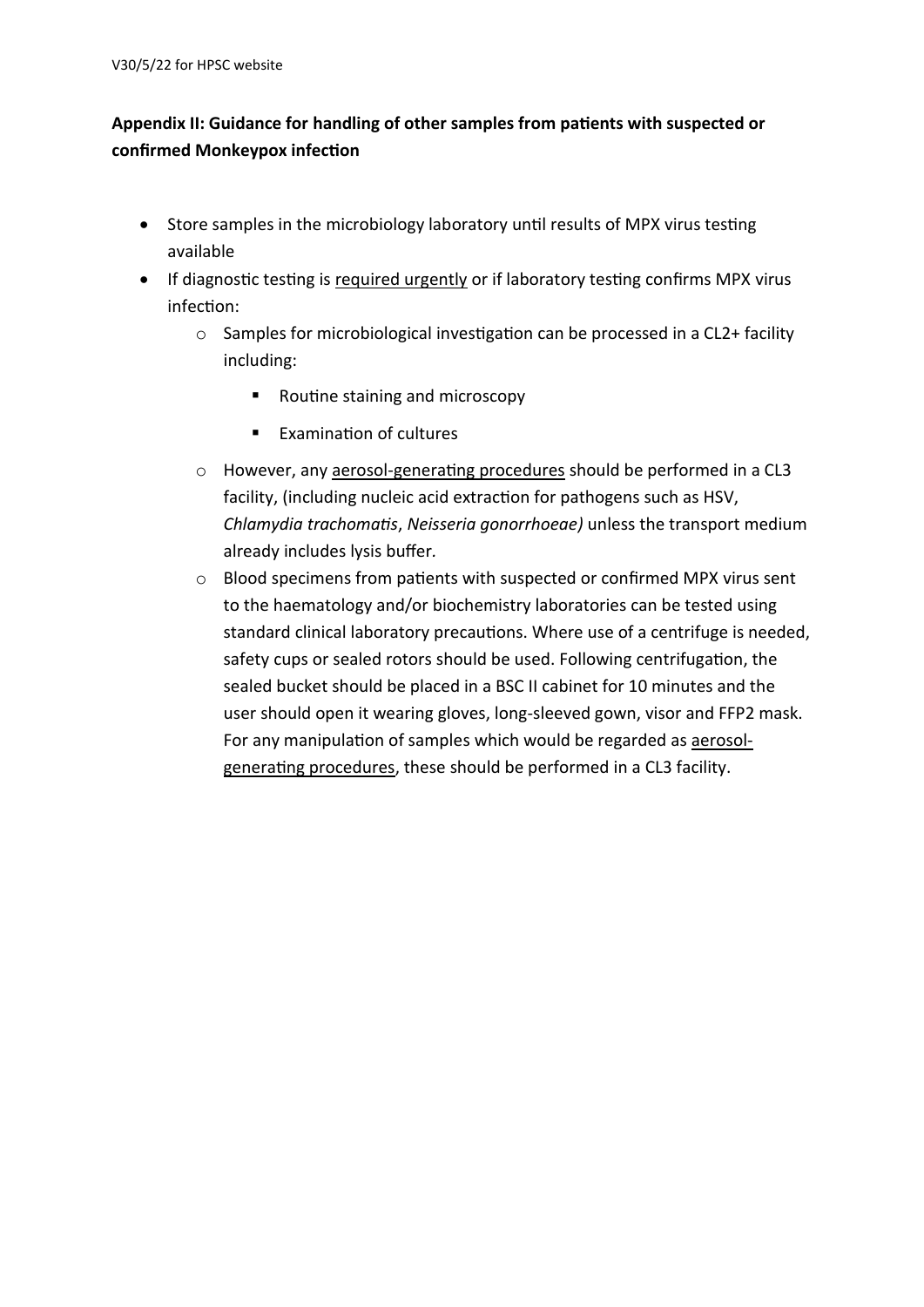**Appendix II: Guidance for handling of other samples from patients with suspected or confirmed Monkeypox infection**

- Store samples in the microbiology laboratory until results of MPX virus testing available
- If diagnostic testing is required urgently or if laboratory testing confirms MPX virus infection:
  - Samples for microbiological investigation can be processed in a CL2+ facility including:
    - Routine staining and microscopy
    - Examination of cultures
  - However, any aerosol-generating procedures should be performed in a CL3 facility, (including nucleic acid extraction for pathogens such as HSV, *Chlamydia trachomatis*, *Neisseria gonorrhoeae)* unless the transport medium already includes lysis buffer.
  - Blood specimens from patients with suspected or confirmed MPX virus sent to the haematology and/or biochemistry laboratories can be tested using standard clinical laboratory precautions. Where use of a centrifuge is needed, safety cups or sealed rotors should be used. Following centrifugation, the sealed bucket should be placed in a BSC II cabinet for 10 minutes and the user should open it wearing gloves, long-sleeved gown, visor and FFP2 mask. For any manipulation of samples which would be regarded as aerosol-generating procedures, these should be performed in a CL3 facility.